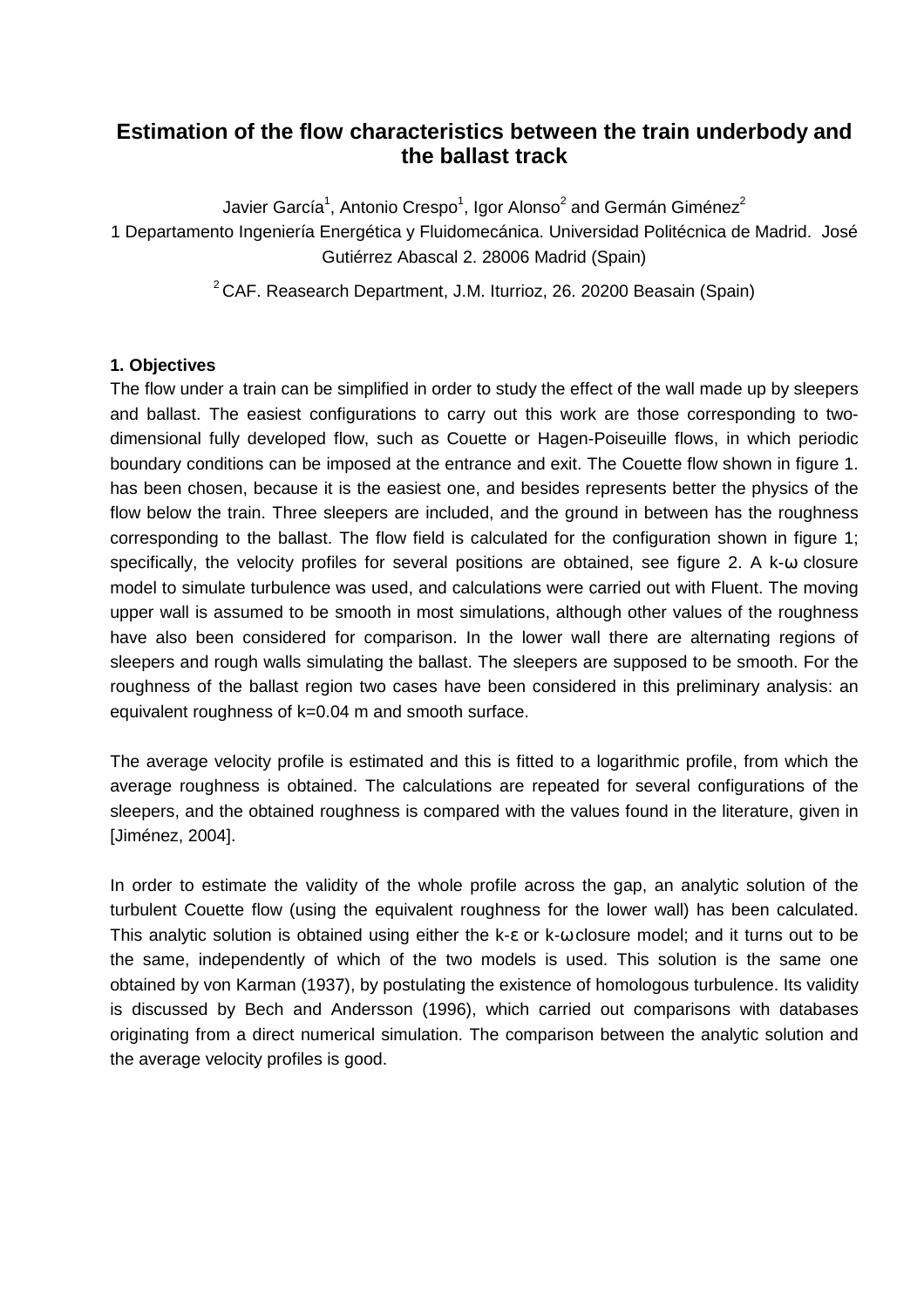# Estimation of the flow characteristics between the train underbody and the ballast track

Javier García[1], Antonio Crespo[1], Igor Alonso[2] and Germán Giménez[2]

1 Departamento Ingeniería Energética y Fluidomecánica. Universidad Politécnica de Madrid. José Gutiérrez Abascal 2. 28006 Madrid (Spain)

[2] CAF. Reasearch Department, J.M. Iturrioz, 26. 20200 Beasain (Spain)

**1. Objectives**

The flow under a train can be simplified in order to study the effect of the wall made up by sleepers and ballast. The easiest configurations to carry out this work are those corresponding to two-dimensional fully developed flow, such as Couette or Hagen-Poiseuille flows, in which periodic boundary conditions can be imposed at the entrance and exit. The Couette flow shown in figure 1. has been chosen, because it is the easiest one, and besides represents better the physics of the flow below the train. Three sleepers are included, and the ground in between has the roughness corresponding to the ballast. The flow field is calculated for the configuration shown in figure 1; specifically, the velocity profiles for several positions are obtained, see figure 2. A k-ω closure model to simulate turbulence was used, and calculations were carried out with Fluent. The moving upper wall is assumed to be smooth in most simulations, although other values of the roughness have also been considered for comparison. In the lower wall there are alternating regions of sleepers and rough walls simulating the ballast. The sleepers are supposed to be smooth. For the roughness of the ballast region two cases have been considered in this preliminary analysis: an equivalent roughness of k=0.04 m and smooth surface.

The average velocity profile is estimated and this is fitted to a logarithmic profile, from which the average roughness is obtained. The calculations are repeated for several configurations of the sleepers, and the obtained roughness is compared with the values found in the literature, given in [Jiménez, 2004].

In order to estimate the validity of the whole profile across the gap, an analytic solution of the turbulent Couette flow (using the equivalent roughness for the lower wall) has been calculated. This analytic solution is obtained using either the k-ε or k-ω closure model; and it turns out to be the same, independently of which of the two models is used. This solution is the same one obtained by von Karman (1937), by postulating the existence of homologous turbulence. Its validity is discussed by Bech and Andersson (1996), which carried out comparisons with databases originating from a direct numerical simulation. The comparison between the analytic solution and the average velocity profiles is good.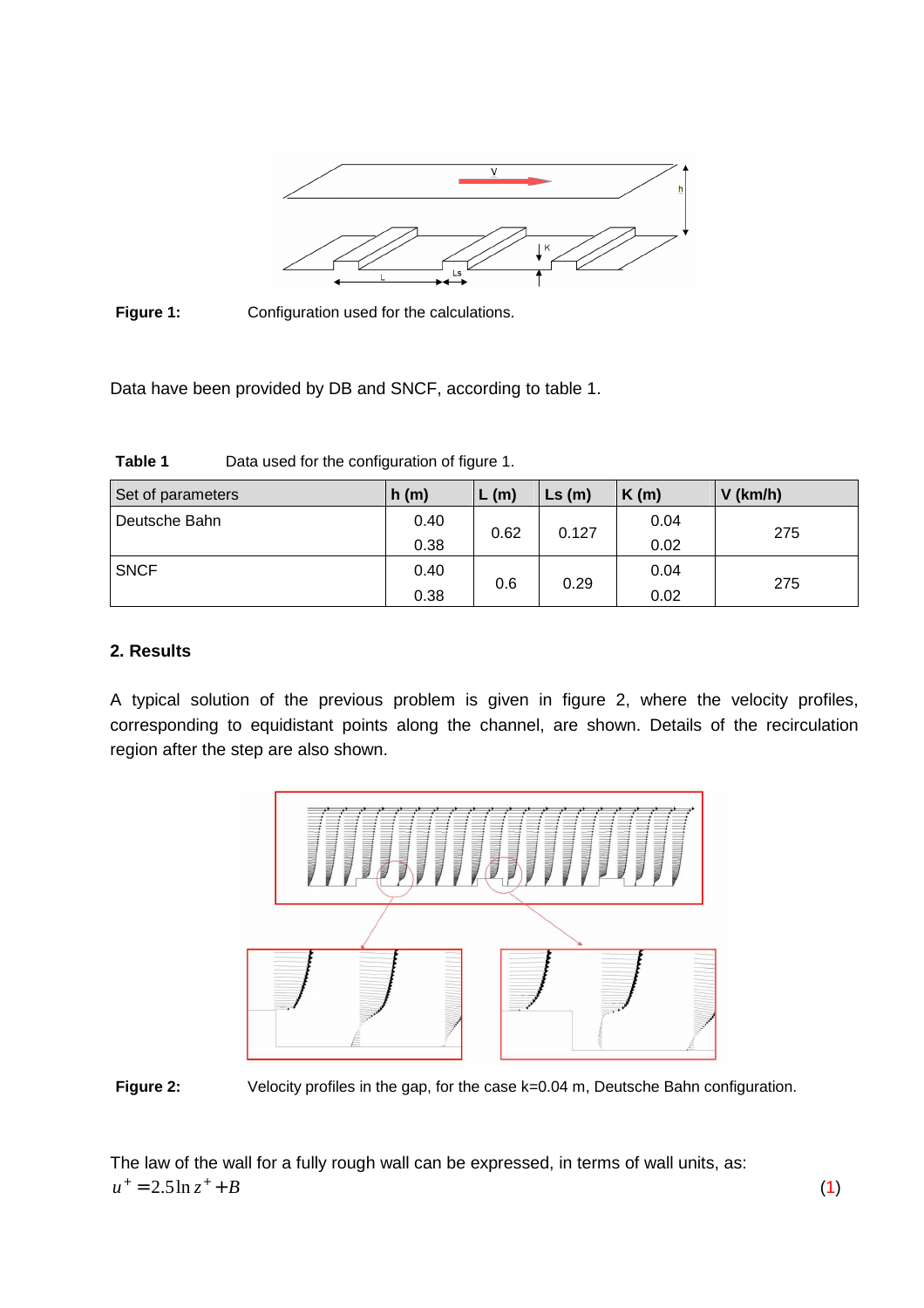Figure 1: Configuration used for the calculations.

Data have been provided by DB and SNCF, according to table 1.

**Table 1** Data used for the configuration of figure 1.

| Set of parameters | h (m) | L (m) | Ls (m) | K (m) | V (km/h) |
|---|---|---|---|---|---|
| Deutsche Bahn | 0.40<br>0.38 | 0.62 | 0.127 | 0.04<br>0.02 | 275 |
| SNCF | 0.40<br>0.38 | 0.6 | 0.29 | 0.04<br>0.02 | 275 |

## 2. Results

A typical solution of the previous problem is given in figure 2, where the velocity profiles, corresponding to equidistant points along the channel, are shown. Details of the recirculation region after the step are also shown.

Figure 2: Velocity profiles in the gap, for the case k=0.04 m, Deutsche Bahn configuration.

The law of the wall for a fully rough wall can be expressed, in terms of wall units, as:

$$u^+ = 2.5 \ln z^+ + B \qquad (1)$$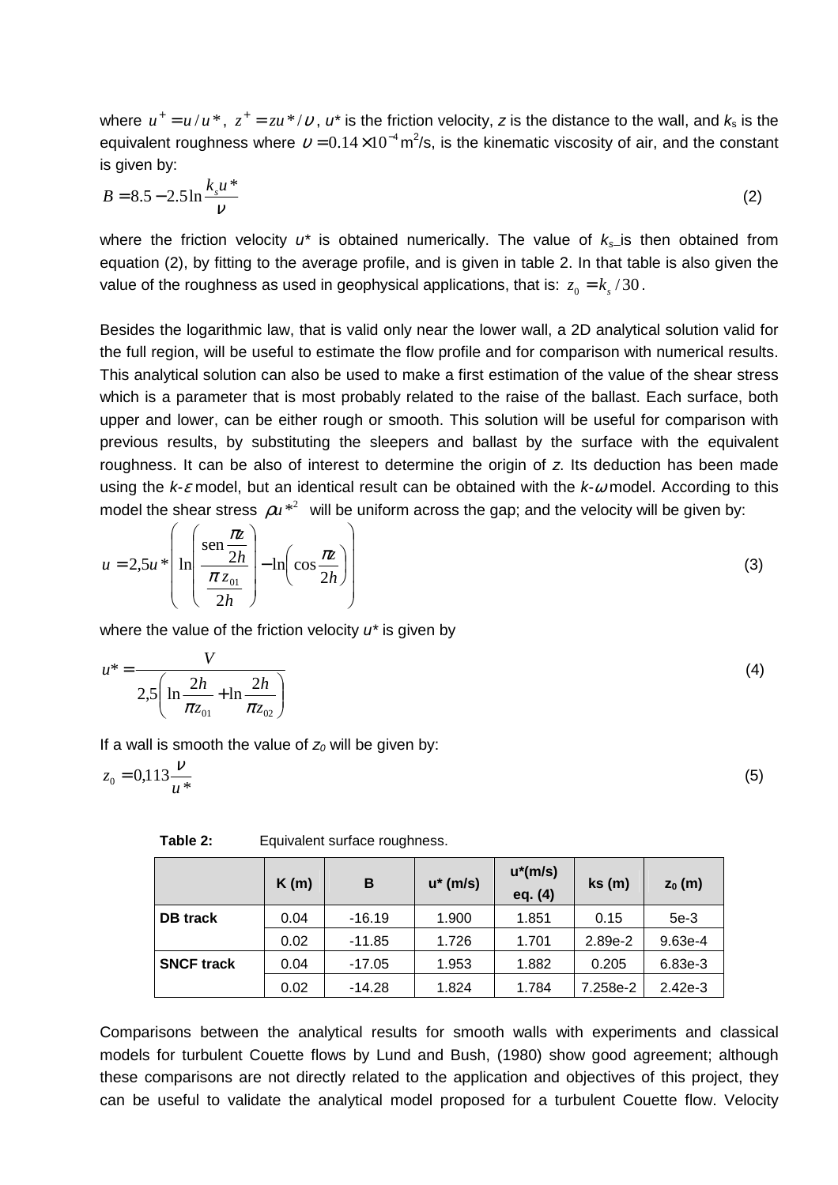where $u^+ = u/u*$, $z^+ = zu*/\upsilon$, $u*$ is the friction velocity, $z$ is the distance to the wall, and $k_s$ is the equivalent roughness where $\upsilon = 0.14\times 10^{-4}$ m$^2$/s, is the kinematic viscosity of air, and the constant is given by:

$$B = 8.5 - 2.5 \ln \frac{k_s u*}{\nu} \tag{2}$$

where the friction velocity $u*$ is obtained numerically. The value of $k_s$ is then obtained from equation (2), by fitting to the average profile, and is given in table 2. In that table is also given the value of the roughness as used in geophysical applications, that is: $z_0 = k_s / 30$.

Besides the logarithmic law, that is valid only near the lower wall, a 2D analytical solution valid for the full region, will be useful to estimate the flow profile and for comparison with numerical results. This analytical solution can also be used to make a first estimation of the value of the shear stress which is a parameter that is most probably related to the raise of the ballast. Each surface, both upper and lower, can be either rough or smooth. This solution will be useful for comparison with previous results, by substituting the sleepers and ballast by the surface with the equivalent roughness. It can be also of interest to determine the origin of $z$. Its deduction has been made using the $k$-$\varepsilon$ model, but an identical result can be obtained with the $k$-$\omega$ model. According to this model the shear stress $\rho u*^2$ will be uniform across the gap; and the velocity will be given by:

$$u = 2{,}5u* \left( \ln\left( \frac{\operatorname{sen} \frac{\pi z}{2h}}{\frac{\pi z_{01}}{2h}} \right) - \ln\left( \cos \frac{\pi z}{2h} \right) \right) \tag{3}$$

where the value of the friction velocity $u*$ is given by

$$u* = \frac{V}{2{,}5\left( \ln \frac{2h}{\pi z_{01}} + \ln \frac{2h}{\pi z_{02}} \right)} \tag{4}$$

If a wall is smooth the value of $z_0$ will be given by:

$$z_0 = 0{,}113 \frac{\nu}{u*} \tag{5}$$

**Table 2:** Equivalent surface roughness.

| | K (m) | B | u* (m/s) | u*(m/s) eq. (4) | ks (m) | $z_0$ (m) |
|---|---|---|---|---|---|---|
| **DB track** | 0.04 | -16.19 | 1.900 | 1.851 | 0.15 | 5e-3 |
| | 0.02 | -11.85 | 1.726 | 1.701 | 2.89e-2 | 9.63e-4 |
| **SNCF track** | 0.04 | -17.05 | 1.953 | 1.882 | 0.205 | 6.83e-3 |
| | 0.02 | -14.28 | 1.824 | 1.784 | 7.258e-2 | 2.42e-3 |

Comparisons between the analytical results for smooth walls with experiments and classical models for turbulent Couette flows by Lund and Bush, (1980) show good agreement; although these comparisons are not directly related to the application and objectives of this project, they can be useful to validate the analytical model proposed for a turbulent Couette flow. Velocity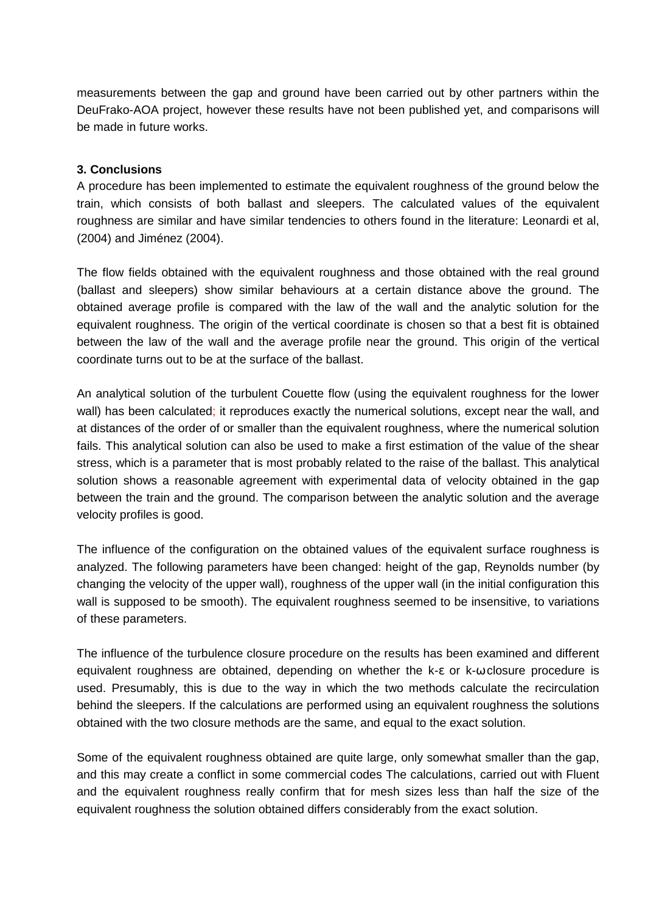measurements between the gap and ground have been carried out by other partners within the DeuFrako-AOA project, however these results have not been published yet, and comparisons will be made in future works.

### 3. Conclusions

A procedure has been implemented to estimate the equivalent roughness of the ground below the train, which consists of both ballast and sleepers. The calculated values of the equivalent roughness are similar and have similar tendencies to others found in the literature: Leonardi et al, (2004) and Jiménez (2004).

The flow fields obtained with the equivalent roughness and those obtained with the real ground (ballast and sleepers) show similar behaviours at a certain distance above the ground. The obtained average profile is compared with the law of the wall and the analytic solution for the equivalent roughness. The origin of the vertical coordinate is chosen so that a best fit is obtained between the law of the wall and the average profile near the ground. This origin of the vertical coordinate turns out to be at the surface of the ballast.

An analytical solution of the turbulent Couette flow (using the equivalent roughness for the lower wall) has been calculated; it reproduces exactly the numerical solutions, except near the wall, and at distances of the order of or smaller than the equivalent roughness, where the numerical solution fails. This analytical solution can also be used to make a first estimation of the value of the shear stress, which is a parameter that is most probably related to the raise of the ballast. This analytical solution shows a reasonable agreement with experimental data of velocity obtained in the gap between the train and the ground. The comparison between the analytic solution and the average velocity profiles is good.

The influence of the configuration on the obtained values of the equivalent surface roughness is analyzed. The following parameters have been changed: height of the gap, Reynolds number (by changing the velocity of the upper wall), roughness of the upper wall (in the initial configuration this wall is supposed to be smooth). The equivalent roughness seemed to be insensitive, to variations of these parameters.

The influence of the turbulence closure procedure on the results has been examined and different equivalent roughness are obtained, depending on whether the $k$-$\varepsilon$ or $k$-$\omega$ closure procedure is used. Presumably, this is due to the way in which the two methods calculate the recirculation behind the sleepers. If the calculations are performed using an equivalent roughness the solutions obtained with the two closure methods are the same, and equal to the exact solution.

Some of the equivalent roughness obtained are quite large, only somewhat smaller than the gap, and this may create a conflict in some commercial codes The calculations, carried out with Fluent and the equivalent roughness really confirm that for mesh sizes less than half the size of the equivalent roughness the solution obtained differs considerably from the exact solution.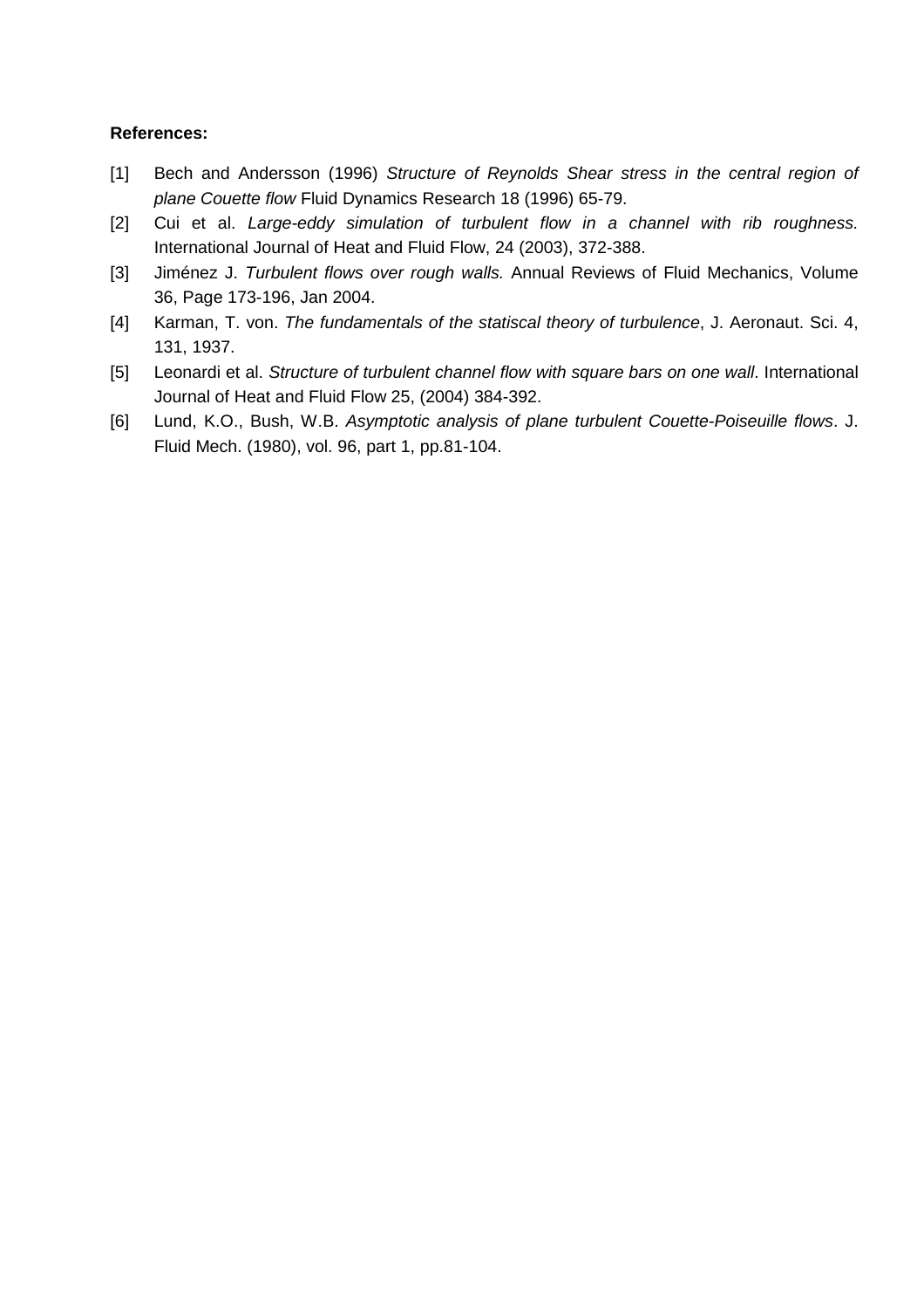**References:**

[1] Bech and Andersson (1996) *Structure of Reynolds Shear stress in the central region of plane Couette flow* Fluid Dynamics Research 18 (1996) 65-79.

[2] Cui et al. *Large-eddy simulation of turbulent flow in a channel with rib roughness.* International Journal of Heat and Fluid Flow, 24 (2003), 372-388.

[3] Jiménez J. *Turbulent flows over rough walls.* Annual Reviews of Fluid Mechanics, Volume 36, Page 173-196, Jan 2004.

[4] Karman, T. von. *The fundamentals of the statiscal theory of turbulence*, J. Aeronaut. Sci. 4, 131, 1937.

[5] Leonardi et al. *Structure of turbulent channel flow with square bars on one wall*. International Journal of Heat and Fluid Flow 25, (2004) 384-392.

[6] Lund, K.O., Bush, W.B. *Asymptotic analysis of plane turbulent Couette-Poiseuille flows*. J. Fluid Mech. (1980), vol. 96, part 1, pp.81-104.